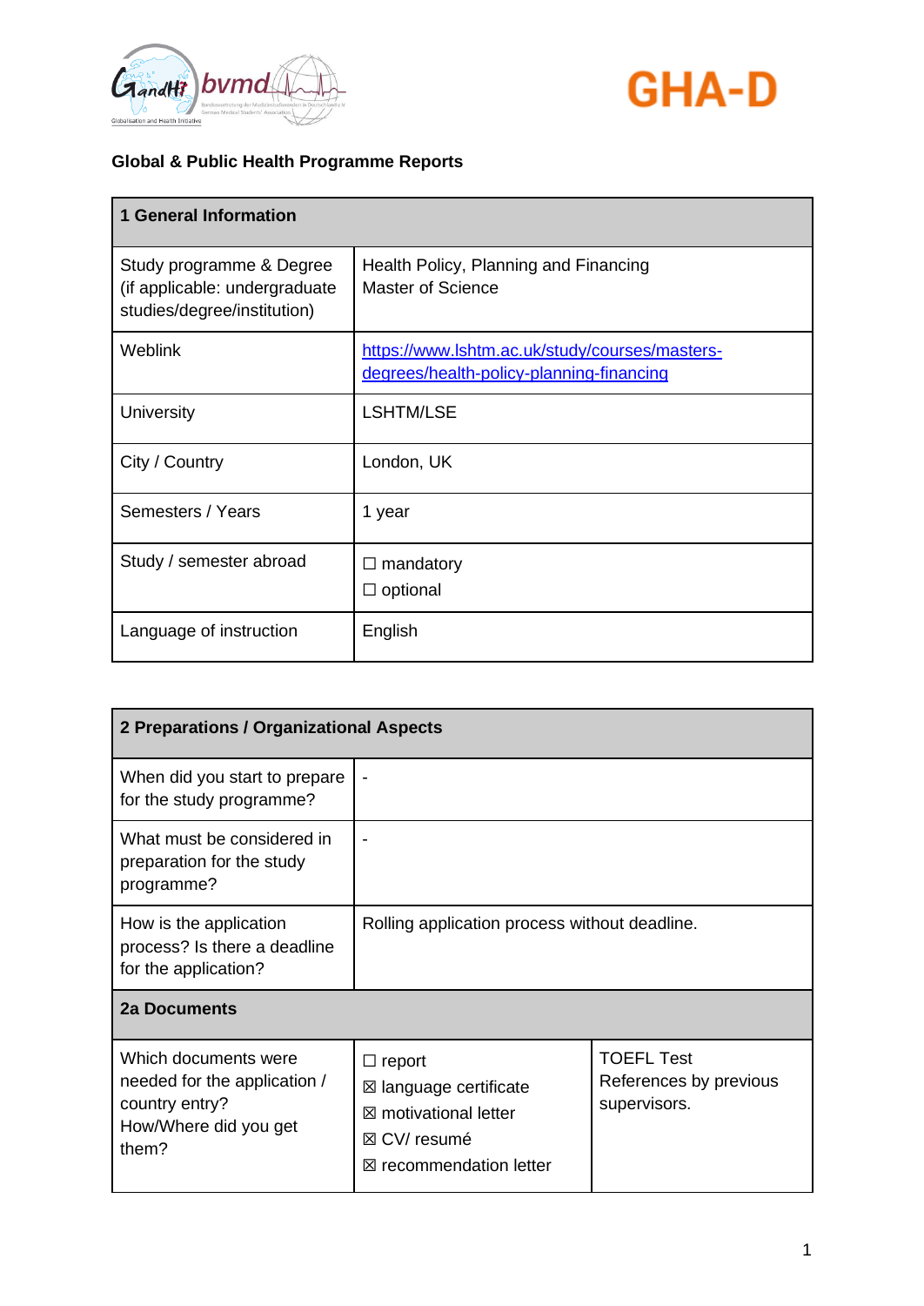GHA-D

## Global & Public Health Programme Reports

| 1 General Information | |
|---|---|
| Study programme & Degree (if applicable: undergraduate studies/degree/institution) | Health Policy, Planning and Financing<br>Master of Science |
| Weblink | [https://www.lshtm.ac.uk/study/courses/masters-degrees/health-policy-planning-financing](https://www.lshtm.ac.uk/study/courses/masters-degrees/health-policy-planning-financing) |
| University | LSHTM/LSE |
| City / Country | London, UK |
| Semesters / Years | 1 year |
| Study / semester abroad | ☐ mandatory<br>☐ optional |
| Language of instruction | English |

| 2 Preparations / Organizational Aspects | | |
|---|---|---|
| When did you start to prepare for the study programme? | - | |
| What must be considered in preparation for the study programme? | - | |
| How is the application process? Is there a deadline for the application? | Rolling application process without deadline. | |
| **2a Documents** | | |
| Which documents were needed for the application / country entry?<br>How/Where did you get them? | ☐ report<br>☒ language certificate<br>☒ motivational letter<br>☒ CV/ resumé<br>☒ recommendation letter | TOEFL Test<br>References by previous supervisors. |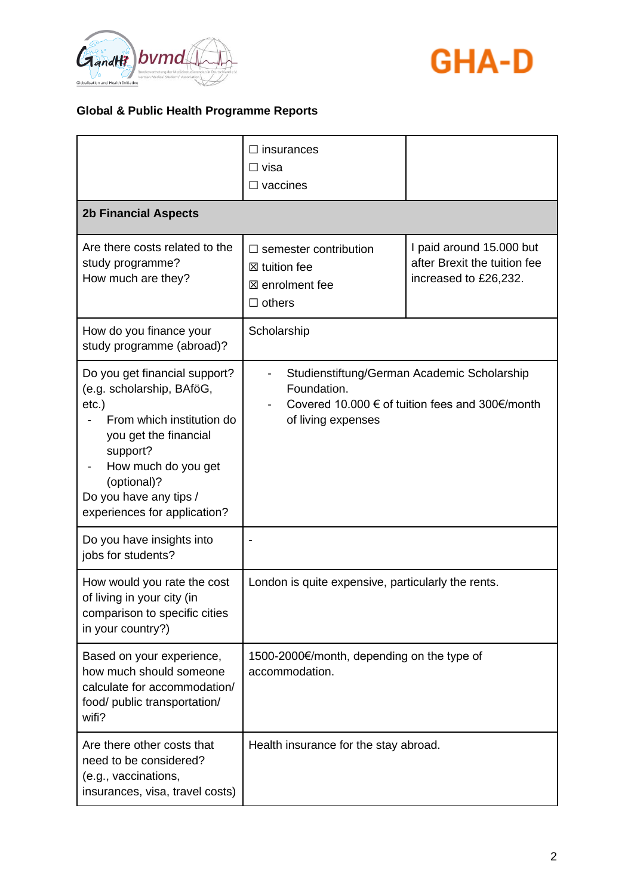**Global & Public Health Programme Reports**

| | | |
|---|---|---|
| | ☐ insurances<br>☐ visa<br>☐ vaccines | |
| **2b Financial Aspects** | | |
| Are there costs related to the study programme?<br>How much are they? | ☐ semester contribution<br>☒ tuition fee<br>☒ enrolment fee<br>☐ others | I paid around 15.000 but after Brexit the tuition fee increased to £26,232. |
| How do you finance your study programme (abroad)? | Scholarship | |
| Do you get financial support? (e.g. scholarship, BAföG, etc.)<br>- From which institution do you get the financial support?<br>- How much do you get (optional)?<br>Do you have any tips / experiences for application? | - Studienstiftung/German Academic Scholarship Foundation.<br>- Covered 10.000 € of tuition fees and 300€/month of living expenses | |
| Do you have insights into jobs for students? | - | |
| How would you rate the cost of living in your city (in comparison to specific cities in your country?) | London is quite expensive, particularly the rents. | |
| Based on your experience, how much should someone calculate for accommodation/ food/ public transportation/ wifi? | 1500-2000€/month, depending on the type of accommodation. | |
| Are there other costs that need to be considered? (e.g., vaccinations, insurances, visa, travel costs) | Health insurance for the stay abroad. | |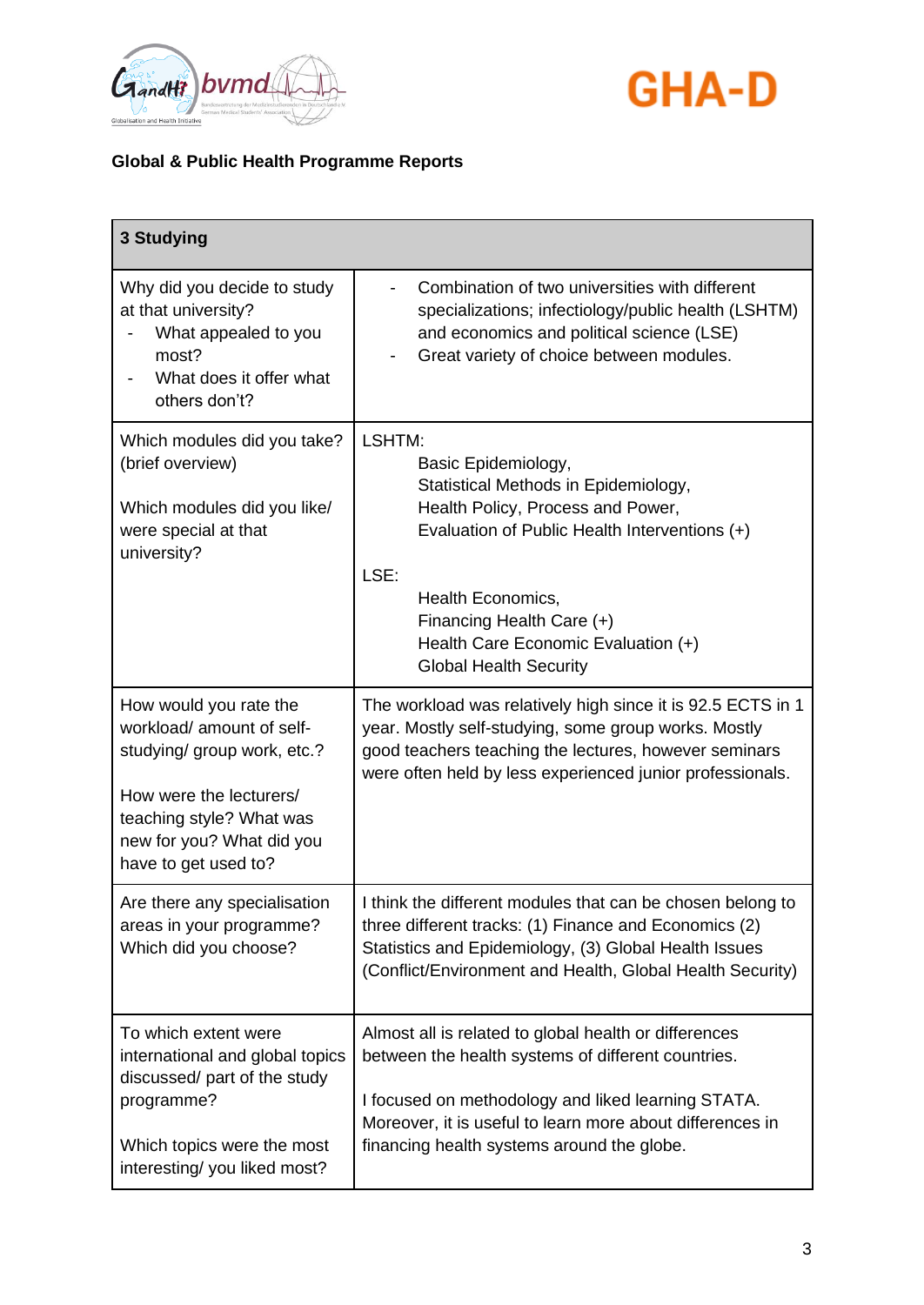**Global & Public Health Programme Reports**

| **3 Studying** | |
|---|---|
| Why did you decide to study at that university?<br>- What appealed to you most?<br>- What does it offer what others don't? | - Combination of two universities with different specializations; infectiology/public health (LSHTM) and economics and political science (LSE)<br>- Great variety of choice between modules. |
| Which modules did you take? (brief overview)<br><br>Which modules did you like/ were special at that university? | LSHTM:<br>Basic Epidemiology,<br>Statistical Methods in Epidemiology,<br>Health Policy, Process and Power,<br>Evaluation of Public Health Interventions (+)<br><br>LSE:<br>Health Economics,<br>Financing Health Care (+)<br>Health Care Economic Evaluation (+)<br>Global Health Security |
| How would you rate the workload/ amount of self-studying/ group work, etc.?<br><br>How were the lecturers/ teaching style? What was new for you? What did you have to get used to? | The workload was relatively high since it is 92.5 ECTS in 1 year. Mostly self-studying, some group works. Mostly good teachers teaching the lectures, however seminars were often held by less experienced junior professionals. |
| Are there any specialisation areas in your programme? Which did you choose? | I think the different modules that can be chosen belong to three different tracks: (1) Finance and Economics (2) Statistics and Epidemiology, (3) Global Health Issues (Conflict/Environment and Health, Global Health Security) |
| To which extent were international and global topics discussed/ part of the study programme?<br><br>Which topics were the most interesting/ you liked most? | Almost all is related to global health or differences between the health systems of different countries.<br><br>I focused on methodology and liked learning STATA. Moreover, it is useful to learn more about differences in financing health systems around the globe. |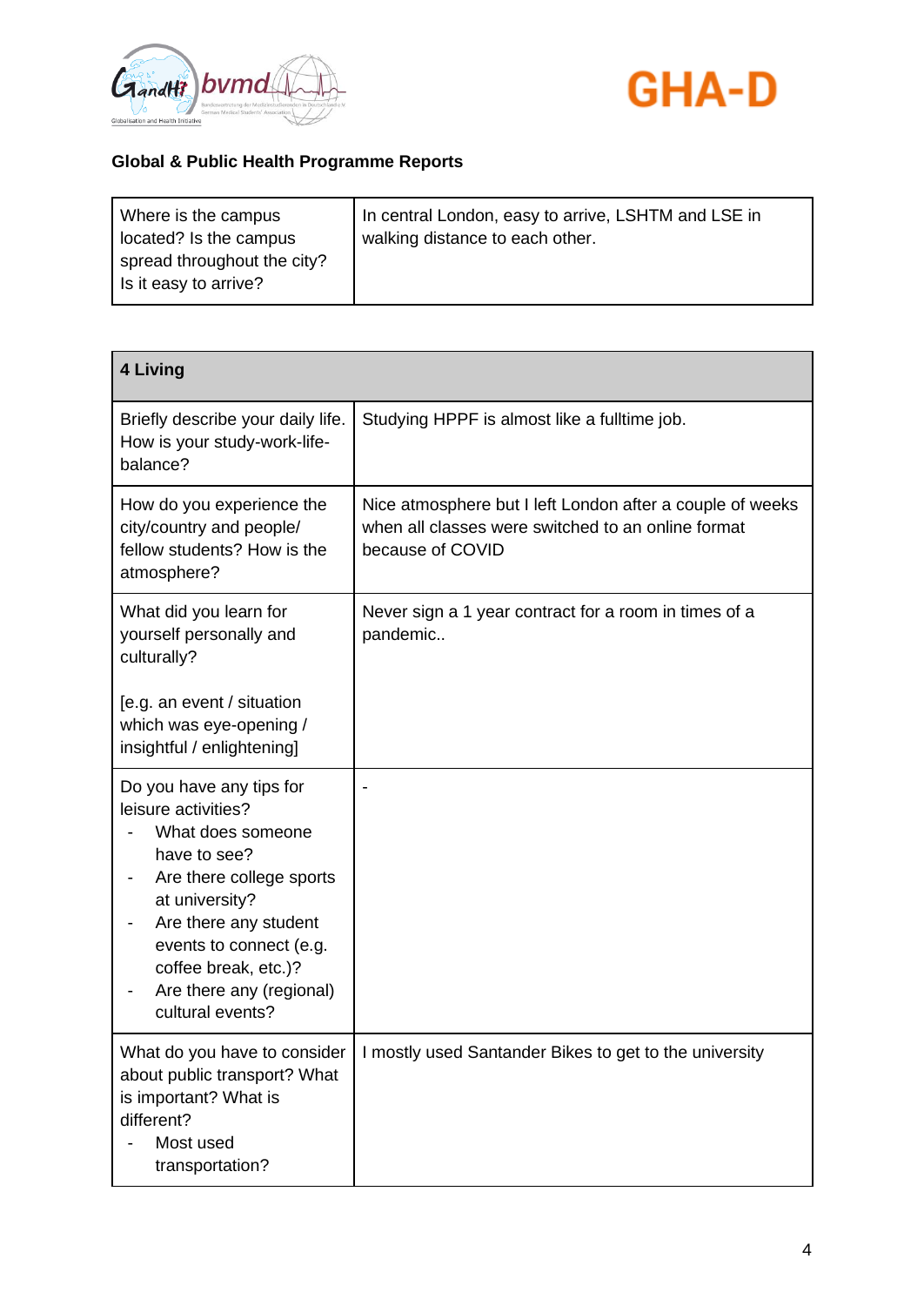**Global & Public Health Programme Reports**

| Where is the campus located? Is the campus spread throughout the city? Is it easy to arrive? | In central London, easy to arrive, LSHTM and LSE in walking distance to each other. |
|---|---|

| **4 Living** | |
|---|---|
| Briefly describe your daily life. How is your study-work-life-balance? | Studying HPPF is almost like a fulltime job. |
| How do you experience the city/country and people/ fellow students? How is the atmosphere? | Nice atmosphere but I left London after a couple of weeks when all classes were switched to an online format because of COVID |
| What did you learn for yourself personally and culturally? [e.g. an event / situation which was eye-opening / insightful / enlightening] | Never sign a 1 year contract for a room in times of a pandemic.. |
| Do you have any tips for leisure activities? - What does someone have to see? - Are there college sports at university? - Are there any student events to connect (e.g. coffee break, etc.)? - Are there any (regional) cultural events? | - |
| What do you have to consider about public transport? What is important? What is different? - Most used transportation? | I mostly used Santander Bikes to get to the university |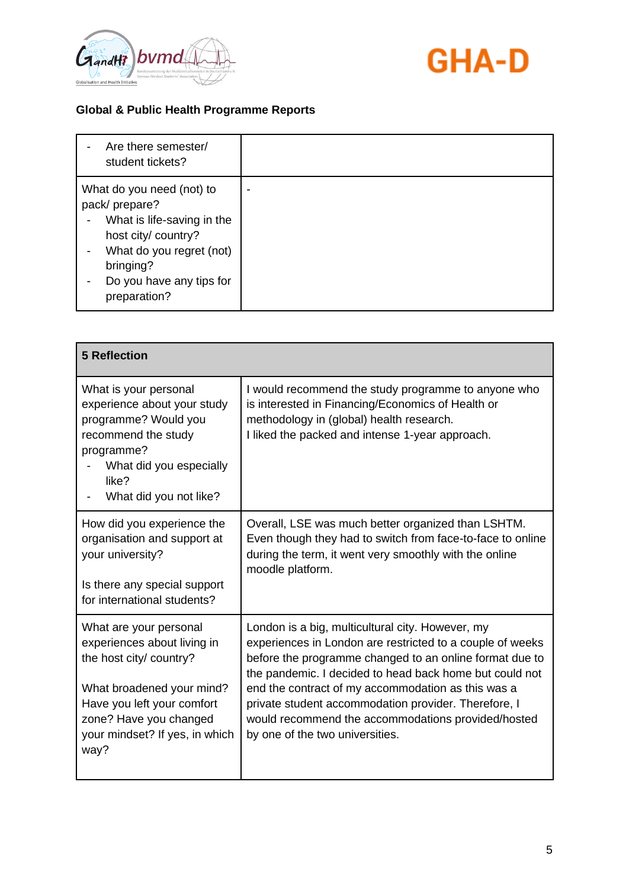## Global & Public Health Programme Reports

| | |
|---|---|
| - Are there semester/ student tickets? | |
| What do you need (not) to pack/ prepare?<br>- What is life-saving in the host city/ country?<br>- What do you regret (not) bringing?<br>- Do you have any tips for preparation? | - |

| **5 Reflection** | |
|---|---|
| What is your personal experience about your study programme? Would you recommend the study programme?<br>- What did you especially like?<br>- What did you not like? | I would recommend the study programme to anyone who is interested in Financing/Economics of Health or methodology in (global) health research.<br>I liked the packed and intense 1-year approach. |
| How did you experience the organisation and support at your university?<br><br>Is there any special support for international students? | Overall, LSE was much better organized than LSHTM. Even though they had to switch from face-to-face to online during the term, it went very smoothly with the online moodle platform. |
| What are your personal experiences about living in the host city/ country?<br><br>What broadened your mind? Have you left your comfort zone? Have you changed your mindset? If yes, in which way? | London is a big, multicultural city. However, my experiences in London are restricted to a couple of weeks before the programme changed to an online format due to the pandemic. I decided to head back home but could not end the contract of my accommodation as this was a private student accommodation provider. Therefore, I would recommend the accommodations provided/hosted by one of the two universities. |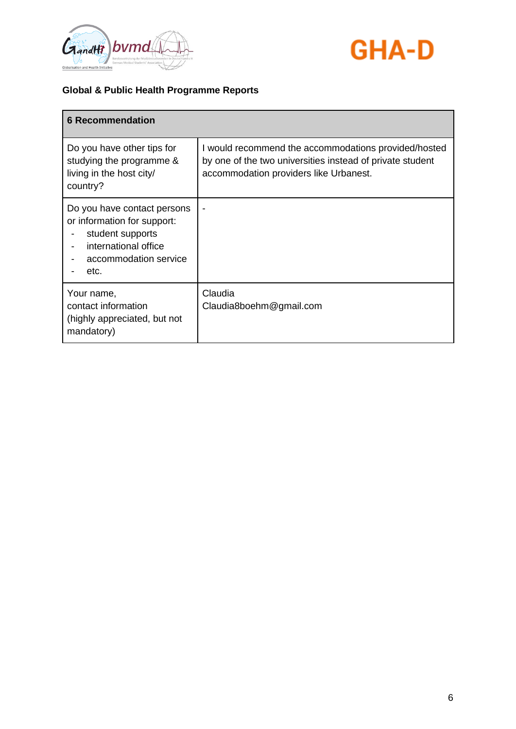**Global & Public Health Programme Reports**

| 6 Recommendation | |
|---|---|
| Do you have other tips for studying the programme & living in the host city/ country? | I would recommend the accommodations provided/hosted by one of the two universities instead of private student accommodation providers like Urbanest. |
| Do you have contact persons or information for support:<br>- student supports<br>- international office<br>- accommodation service<br>- etc. | - |
| Your name,<br>contact information<br>(highly appreciated, but not mandatory) | Claudia<br>Claudia8boehm@gmail.com |